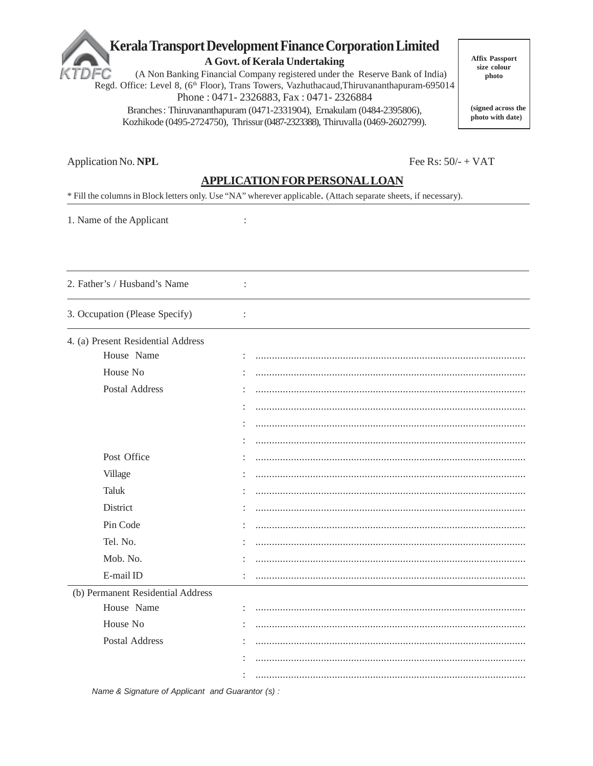# Kerala Transport Development Finance Corporation Limited

**A Govt. of Kerala Undertaking**

(A Non Banking Financial Company registered under the Reserve Bank of India)

Regd. Office: Level 8, (6th Floor), Trans Towers, Vazhuthacaud,Thiruvananthapuram-695014

Phone : 0471- 2326883, Fax : 0471- 2326884

Branches : Thiruvananthapuram (0471-2331904), Ernakulam (0484-2395806), Kozhikode (0495-2724750), Thrissur (0487-2323388), Thiruvalla (0469-2602799).

**Affix Passport size colour photo**

**(signed across the photo with date)**

Application No. **NPL** Fee Rs: 50/- + VAT

## APPLICATION FOR PERSONAL LOAN

* Fill the columns in Block letters only. Use "NA" wherever applicable. (Attach separate sheets, if necessary).

1. Name of the Applicant :

---

2. Father's / Husband's Name :

---

3. Occupation (Please Specify) :

---

4. (a) Present Residential Address

- House Name : ..................................................................................................
- House No : ..................................................................................................
- Postal Address : ..................................................................................................
  - : ..................................................................................................
  - : ..................................................................................................
  - : ..................................................................................................
- Post Office : ..................................................................................................
- Village : ..................................................................................................
- Taluk : ..................................................................................................
- District : ..................................................................................................
- Pin Code : ..................................................................................................
- Tel. No. : ..................................................................................................
- Mob. No. : ..................................................................................................
- E-mail ID : ..................................................................................................

(b) Permanent Residential Address

- House Name : ..................................................................................................
- House No : ..................................................................................................
- Postal Address : ..................................................................................................
  - : ..................................................................................................
  - : ..................................................................................................

*Name & Signature of Applicant and Guarantor (s) :*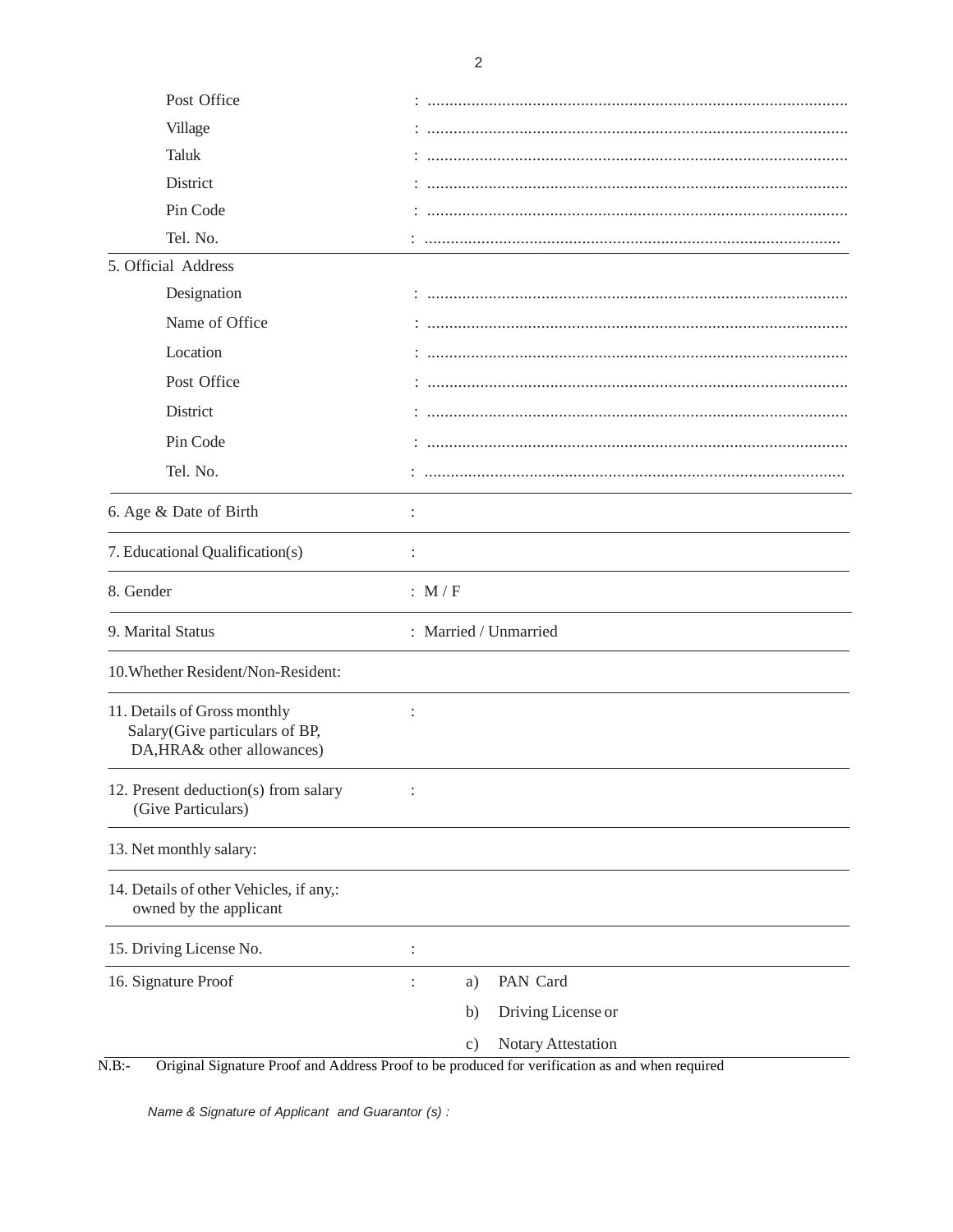Post Office : ...............................................................................................

Village : ...............................................................................................

Taluk : ...............................................................................................

District : ...............................................................................................

Pin Code : ...............................................................................................

Tel. No. : ...............................................................................................

---

5. Official Address

Designation : ...............................................................................................

Name of Office : ...............................................................................................

Location : ...............................................................................................

Post Office : ...............................................................................................

District : ...............................................................................................

Pin Code : ...............................................................................................

Tel. No. : ...............................................................................................

---

6. Age & Date of Birth :

---

7. Educational Qualification(s) :

---

8. Gender : M / F

---

9. Marital Status : Married / Unmarried

---

10. Whether Resident/Non-Resident:

---

11. Details of Gross monthly Salary(Give particulars of BP, DA,HRA& other allowances) :

---

12. Present deduction(s) from salary (Give Particulars) :

---

13. Net monthly salary:

---

14. Details of other Vehicles, if any,: owned by the applicant

---

15. Driving License No. :

---

16. Signature Proof :

a) PAN Card

b) Driving License or

c) Notary Attestation

---

N.B:- Original Signature Proof and Address Proof to be produced for verification as and when required

*Name & Signature of Applicant and Guarantor (s) :*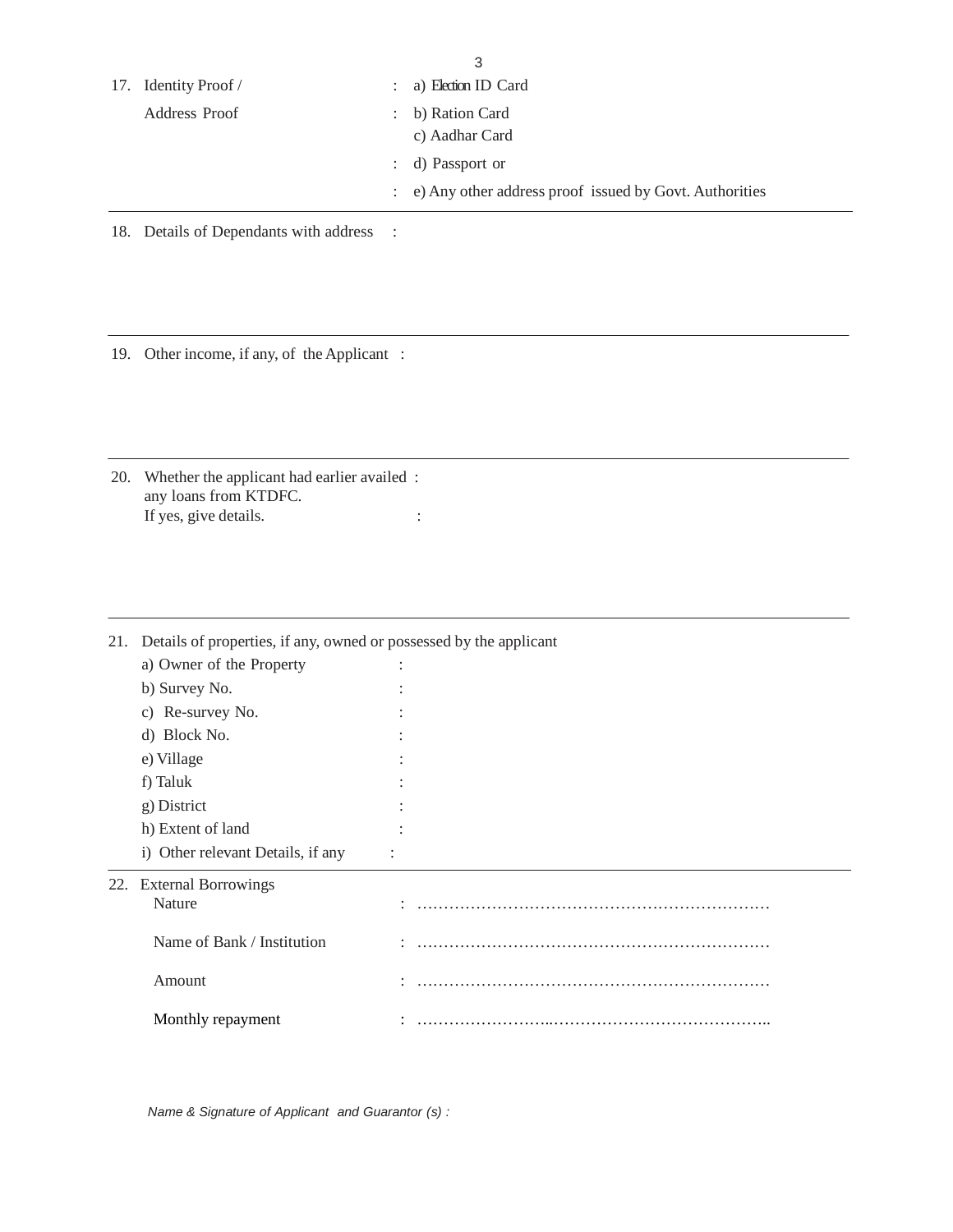17. Identity Proof / Address Proof :
   a) Election ID Card
   b) Ration Card
   c) Aadhar Card
   d) Passport or
   e) Any other address proof issued by Govt. Authorities

---

18. Details of Dependants with address :

---

19. Other income, if any, of the Applicant :

---

20. Whether the applicant had earlier availed any loans from KTDFC. :
    If yes, give details. :

---

21. Details of properties, if any, owned or possessed by the applicant
    a) Owner of the Property :
    b) Survey No. :
    c) Re-survey No. :
    d) Block No. :
    e) Village :
    f) Taluk :
    g) District :
    h) Extent of land :
    i) Other relevant Details, if any :

---

22. External Borrowings
    Nature : ……………………………………………………………
    Name of Bank / Institution : ……………………………………………………………
    Amount : ……………………………………………………………
    Monthly repayment : …………………….…………………………………..

*Name & Signature of Applicant and Guarantor (s) :*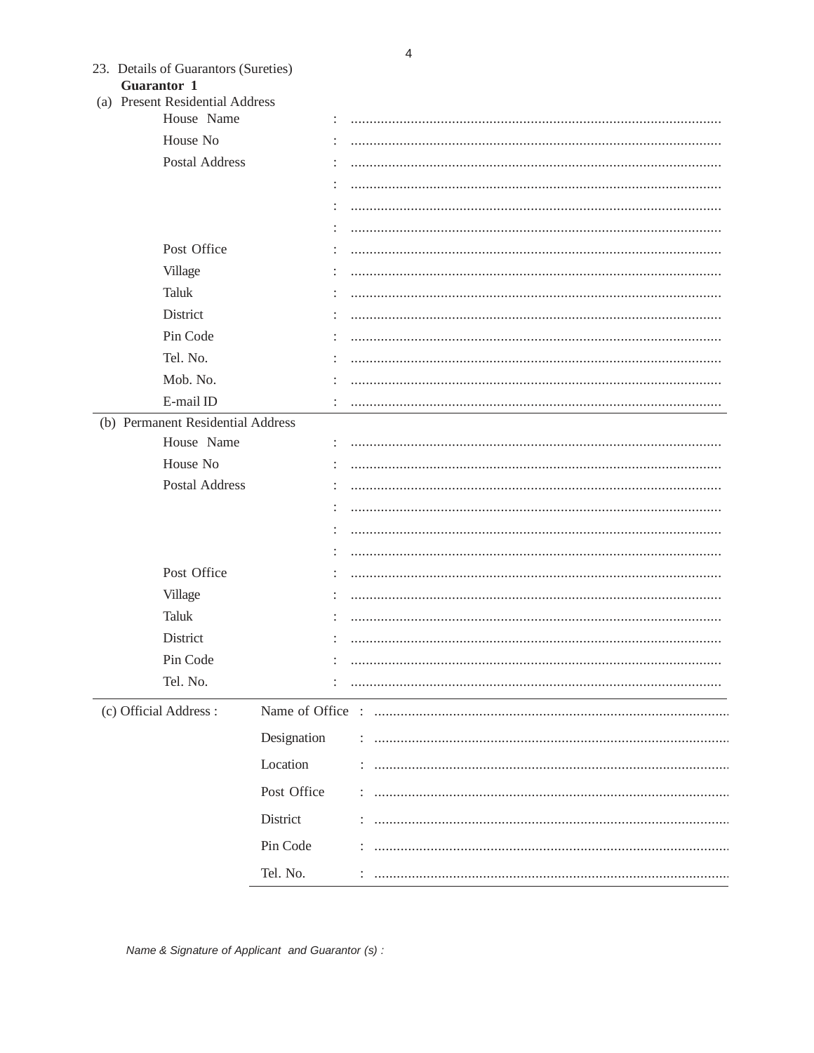23. Details of Guarantors (Sureties)

**Guarantor 1**

(a) Present Residential Address

| | | |
|---|---|---|
| House Name | : | .................................................................................................... |
| House No | : | .................................................................................................... |
| Postal Address | : | .................................................................................................... |
| | : | .................................................................................................... |
| | : | .................................................................................................... |
| | : | .................................................................................................... |
| Post Office | : | .................................................................................................... |
| Village | : | .................................................................................................... |
| Taluk | : | .................................................................................................... |
| District | : | .................................................................................................... |
| Pin Code | : | .................................................................................................... |
| Tel. No. | : | .................................................................................................... |
| Mob. No. | : | .................................................................................................... |
| E-mail ID | : | .................................................................................................... |

(b) Permanent Residential Address

| | | |
|---|---|---|
| House Name | : | .................................................................................................... |
| House No | : | .................................................................................................... |
| Postal Address | : | .................................................................................................... |
| | : | .................................................................................................... |
| | : | .................................................................................................... |
| | : | .................................................................................................... |
| Post Office | : | .................................................................................................... |
| Village | : | .................................................................................................... |
| Taluk | : | .................................................................................................... |
| District | : | .................................................................................................... |
| Pin Code | : | .................................................................................................... |
| Tel. No. | : | .................................................................................................... |

(c) Official Address :

| | | |
|---|---|---|
| Name of Office | : | .................................................................................................... |
| Designation | : | .................................................................................................... |
| Location | : | .................................................................................................... |
| Post Office | : | .................................................................................................... |
| District | : | .................................................................................................... |
| Pin Code | : | .................................................................................................... |
| Tel. No. | : | .................................................................................................... |

*Name & Signature of Applicant and Guarantor (s) :*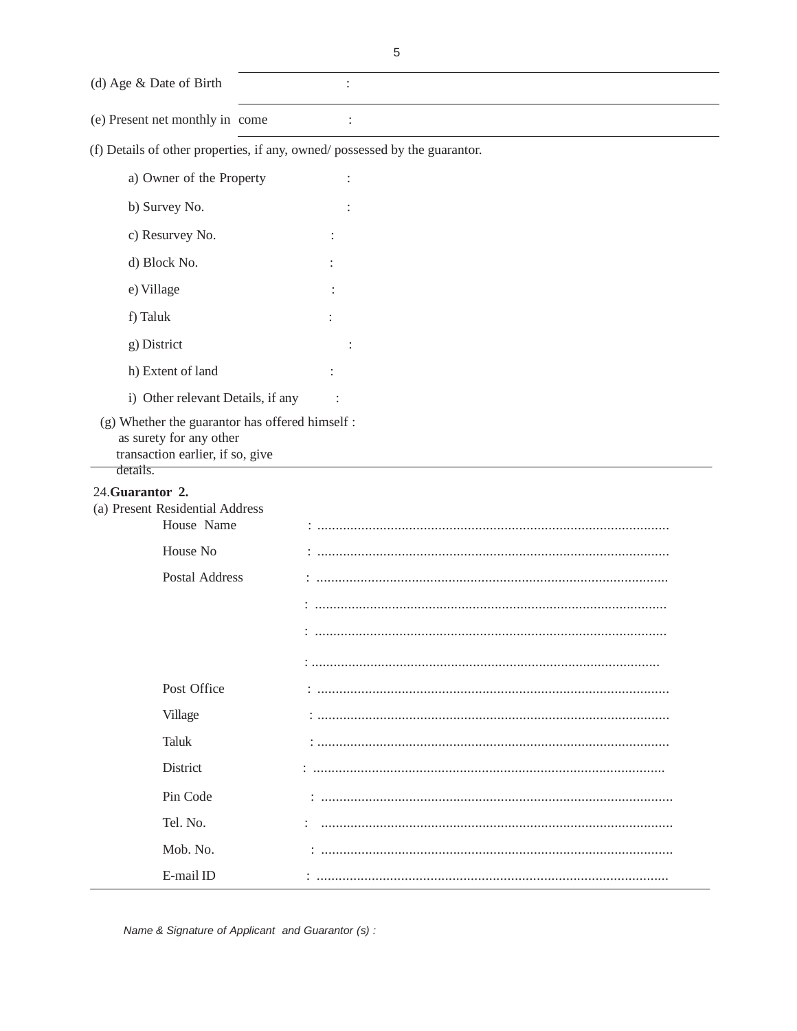(d) Age & Date of Birth :

(e) Present net monthly income :

(f) Details of other properties, if any, owned/ possessed by the guarantor.

a) Owner of the Property :

b) Survey No. :

c) Resurvey No. :

d) Block No. :

e) Village :

f) Taluk :

g) District :

h) Extent of land :

i) Other relevant Details, if any :

(g) Whether the guarantor has offered himself as surety for any other transaction earlier, if so, give details. :

24.**Guarantor 2.**

(a) Present Residential Address

House Name : ...............................................................................................

House No : ...............................................................................................

Postal Address : ...............................................................................................

: ...............................................................................................

: ...............................................................................................

: ...............................................................................................

Post Office : ...............................................................................................

Village : ...............................................................................................

Taluk : ...............................................................................................

District : ...............................................................................................

Pin Code : ...............................................................................................

Tel. No. : ...............................................................................................

Mob. No. : ...............................................................................................

E-mail ID : ...............................................................................................

*Name & Signature of Applicant and Guarantor (s) :*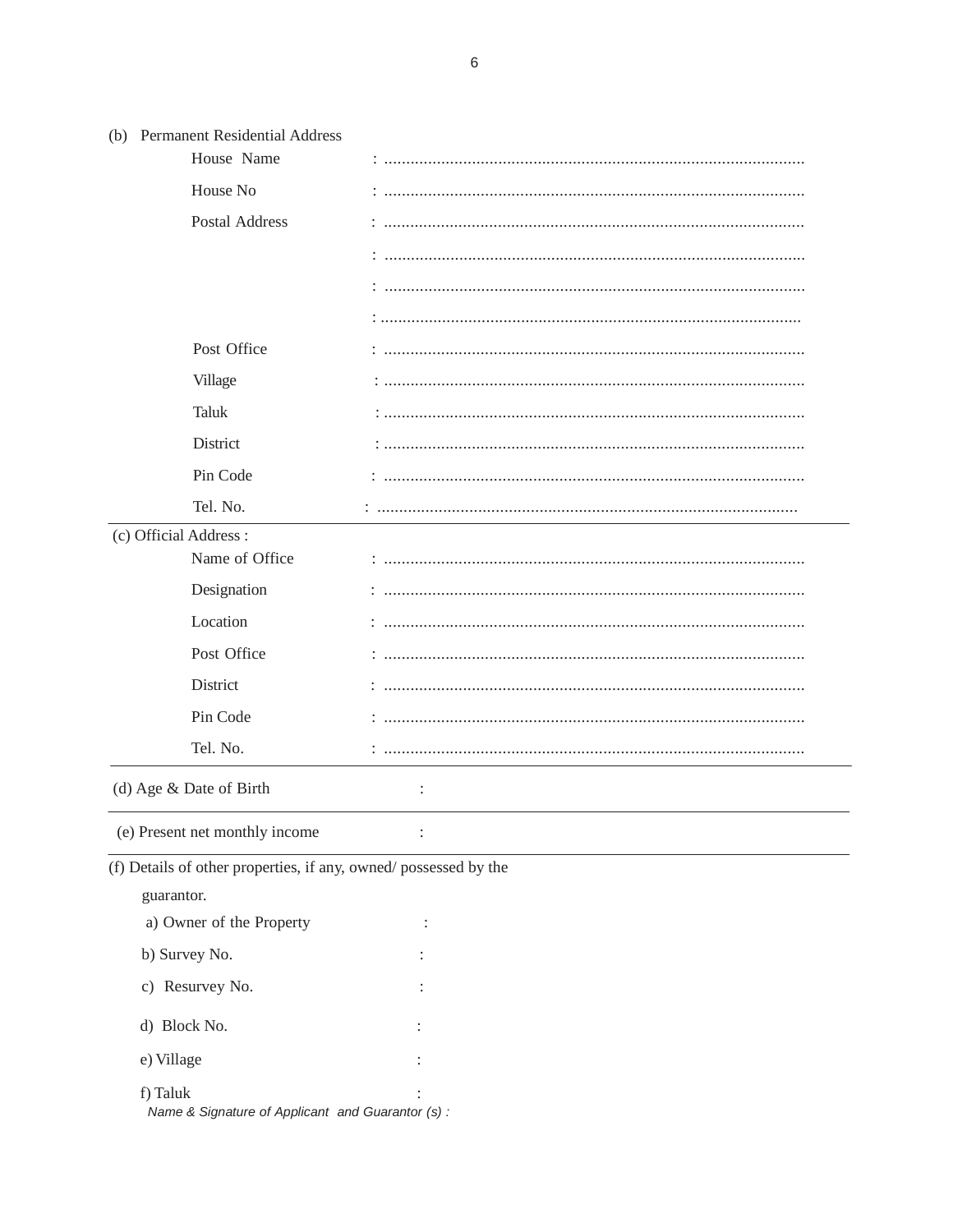(b) Permanent Residential Address

House Name : ................................................................................................

House No : ................................................................................................

Postal Address : ................................................................................................

: ................................................................................................

: ................................................................................................

: ................................................................................................

Post Office : ................................................................................................

Village : ................................................................................................

Taluk : ................................................................................................

District : ................................................................................................

Pin Code : ................................................................................................

Tel. No. : ................................................................................................

---

(c) Official Address :

Name of Office : ................................................................................................

Designation : ................................................................................................

Location : ................................................................................................

Post Office : ................................................................................................

District : ................................................................................................

Pin Code : ................................................................................................

Tel. No. : ................................................................................................

---

(d) Age & Date of Birth :

---

(e) Present net monthly income :

---

(f) Details of other properties, if any, owned/ possessed by the guarantor.

a) Owner of the Property :

b) Survey No. :

c) Resurvey No. :

d) Block No. :

e) Village :

f) Taluk :

*Name & Signature of Applicant and Guarantor (s) :*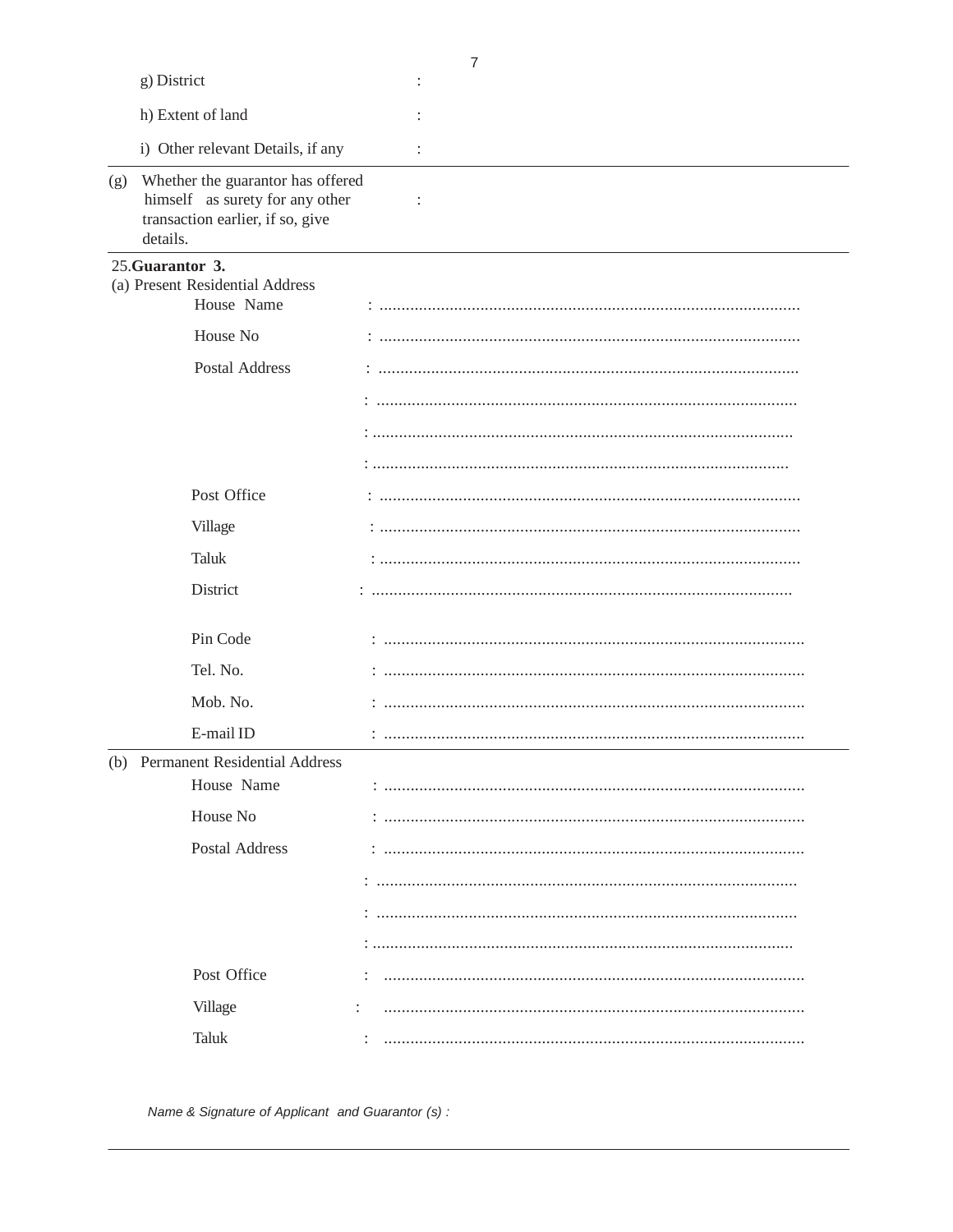g) District :

h) Extent of land :

i) Other relevant Details, if any :

---

(g) Whether the guarantor has offered himself as surety for any other transaction earlier, if so, give details. :

---

25.**Guarantor 3.**

(a) Present Residential Address

House Name : ...............................................................................................

House No : ...............................................................................................

Postal Address : ...............................................................................................

: ...............................................................................................

: ...............................................................................................

: ...............................................................................................

Post Office : ...............................................................................................

Village : ...............................................................................................

Taluk : ...............................................................................................

District : ...............................................................................................

Pin Code : ...............................................................................................

Tel. No. : ...............................................................................................

Mob. No. : ...............................................................................................

E-mail ID : ...............................................................................................

---

(b) Permanent Residential Address

House Name : ...............................................................................................

House No : ...............................................................................................

Postal Address : ...............................................................................................

: ...............................................................................................

: ...............................................................................................

: ...............................................................................................

Post Office : ...............................................................................................

Village : ...............................................................................................

Taluk : ...............................................................................................

*Name & Signature of Applicant and Guarantor (s) :*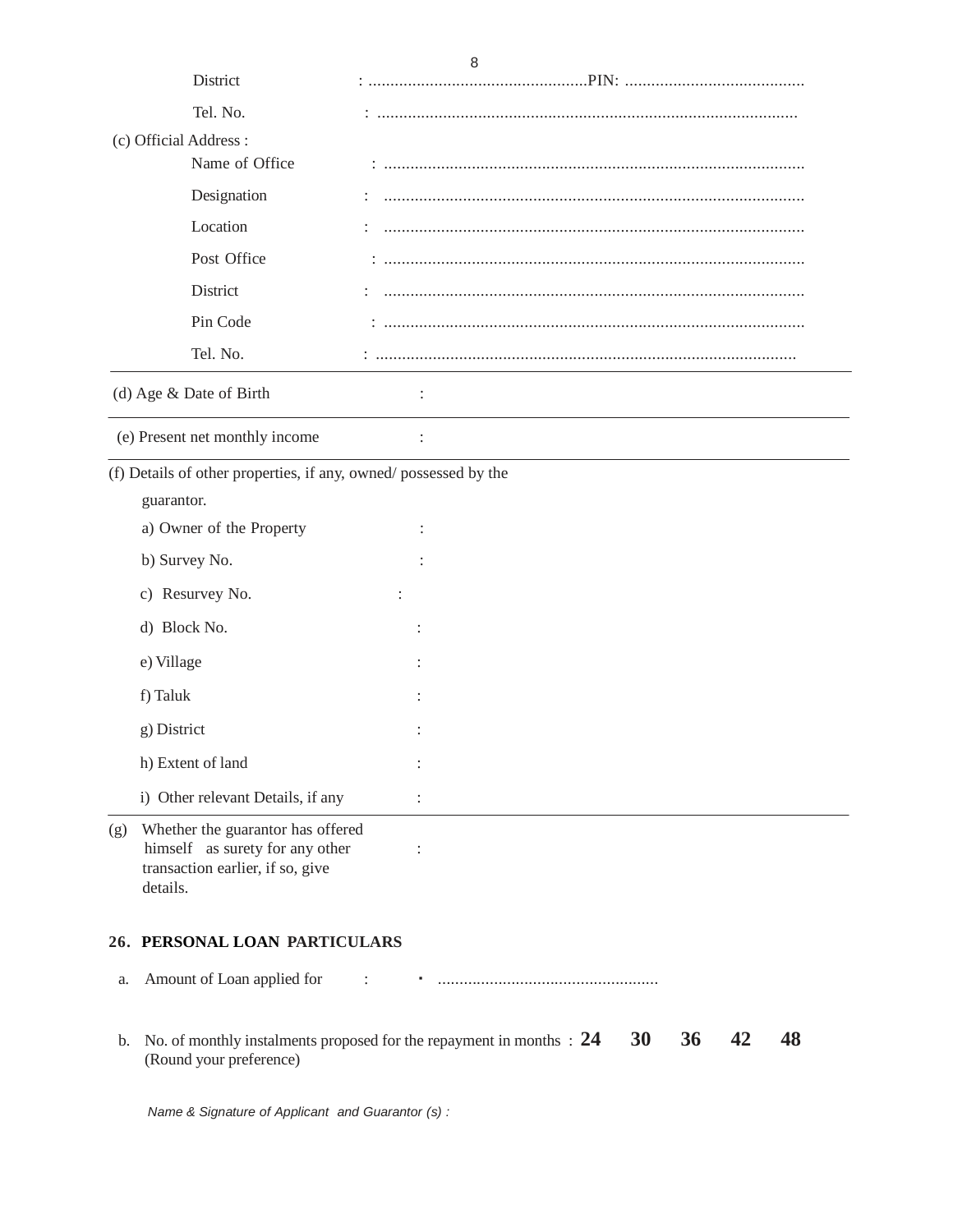District : ..................................................PIN: .........................................

Tel. No. : ................................................................................................

(c) Official Address :

Name of Office : ...............................................................................................

Designation : ...............................................................................................

Location : ...............................................................................................

Post Office : ...............................................................................................

District : ...............................................................................................

Pin Code : ...............................................................................................

Tel. No. : ...............................................................................................

---

(d) Age & Date of Birth :

---

(e) Present net monthly income :

---

(f) Details of other properties, if any, owned/ possessed by the guarantor.

a) Owner of the Property :

b) Survey No. :

c) Resurvey No. :

d) Block No. :

e) Village :

f) Taluk :

g) District :

h) Extent of land :

i) Other relevant Details, if any :

---

(g) Whether the guarantor has offered himself as surety for any other transaction earlier, if so, give details. :

## 26. PERSONAL LOAN PARTICULARS

a. Amount of Loan applied for : ..................................................

b. No. of monthly instalments proposed for the repayment in months : **24 30 36 42 48**
(Round your preference)

*Name & Signature of Applicant and Guarantor (s) :*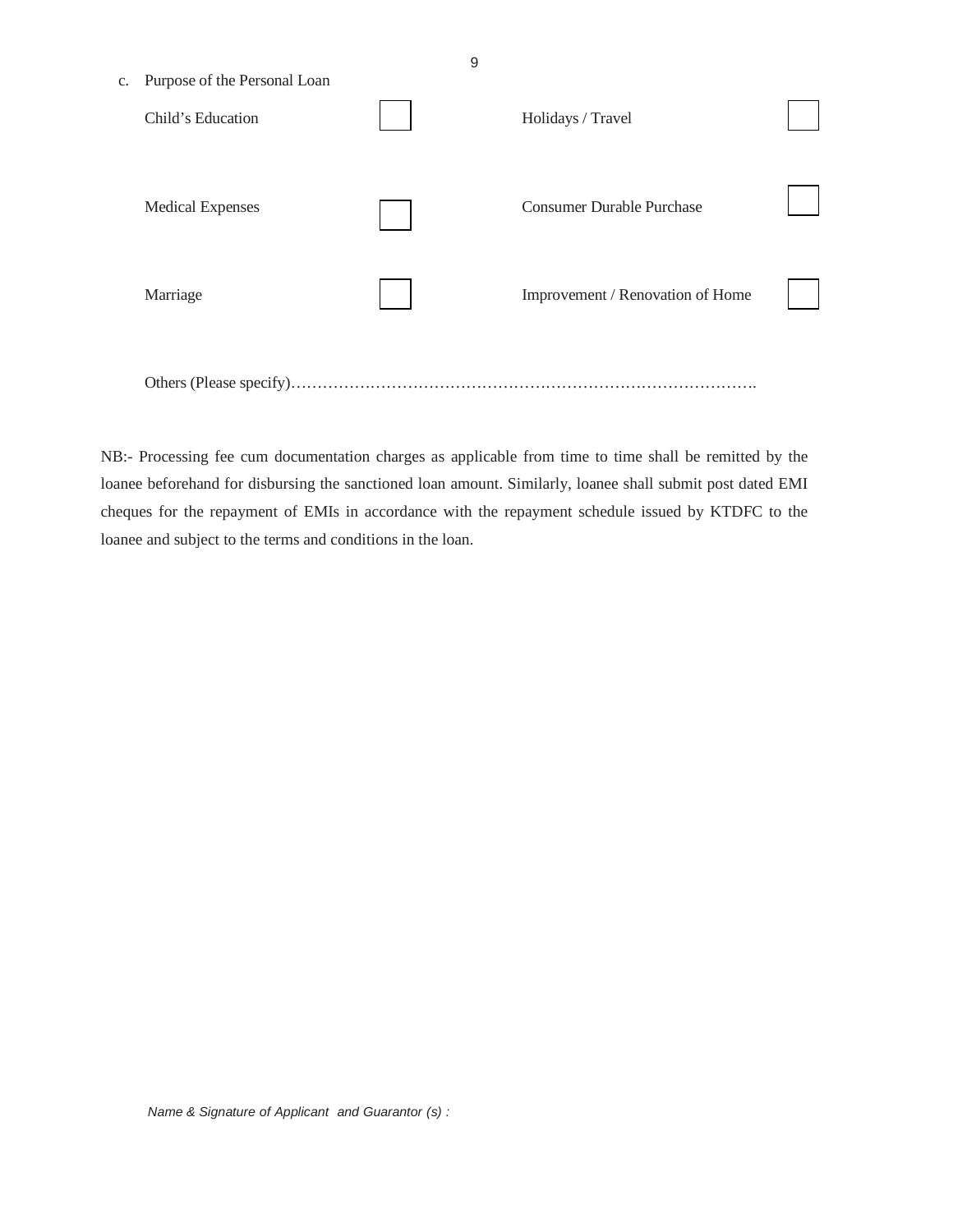c. Purpose of the Personal Loan

| | | | |
|---|---|---|---|
| Child's Education | ☐ | Holidays / Travel | ☐ |
| Medical Expenses | ☐ | Consumer Durable Purchase | ☐ |
| Marriage | ☐ | Improvement / Renovation of Home | ☐ |

Others (Please specify)……………………………………………………………………………….

NB:- Processing fee cum documentation charges as applicable from time to time shall be remitted by the loanee beforehand for disbursing the sanctioned loan amount. Similarly, loanee shall submit post dated EMI cheques for the repayment of EMIs in accordance with the repayment schedule issued by KTDFC to the loanee and subject to the terms and conditions in the loan.

*Name & Signature of Applicant and Guarantor (s) :*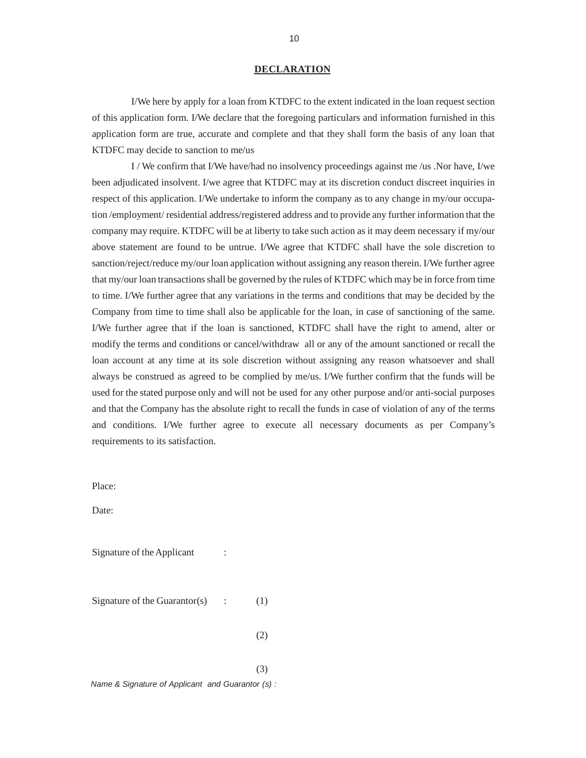## DECLARATION

I/We here by apply for a loan from KTDFC to the extent indicated in the loan request section of this application form. I/We declare that the foregoing particulars and information furnished in this application form are true, accurate and complete and that they shall form the basis of any loan that KTDFC may decide to sanction to me/us

I / We confirm that I/We have/had no insolvency proceedings against me /us .Nor have, I/we been adjudicated insolvent. I/we agree that KTDFC may at its discretion conduct discreet inquiries in respect of this application. I/We undertake to inform the company as to any change in my/our occupation /employment/ residential address/registered address and to provide any further information that the company may require. KTDFC will be at liberty to take such action as it may deem necessary if my/our above statement are found to be untrue. I/We agree that KTDFC shall have the sole discretion to sanction/reject/reduce my/our loan application without assigning any reason therein. I/We further agree that my/our loan transactions shall be governed by the rules of KTDFC which may be in force from time to time. I/We further agree that any variations in the terms and conditions that may be decided by the Company from time to time shall also be applicable for the loan, in case of sanctioning of the same. I/We further agree that if the loan is sanctioned, KTDFC shall have the right to amend, alter or modify the terms and conditions or cancel/withdraw all or any of the amount sanctioned or recall the loan account at any time at its sole discretion without assigning any reason whatsoever and shall always be construed as agreed to be complied by me/us. I/We further confirm that the funds will be used for the stated purpose only and will not be used for any other purpose and/or anti-social purposes and that the Company has the absolute right to recall the funds in case of violation of any of the terms and conditions. I/We further agree to execute all necessary documents as per Company's requirements to its satisfaction.

Place:

Date:

Signature of the Applicant :

Signature of the Guarantor(s) : (1)

(2)

(3)

*Name & Signature of Applicant and Guarantor (s) :*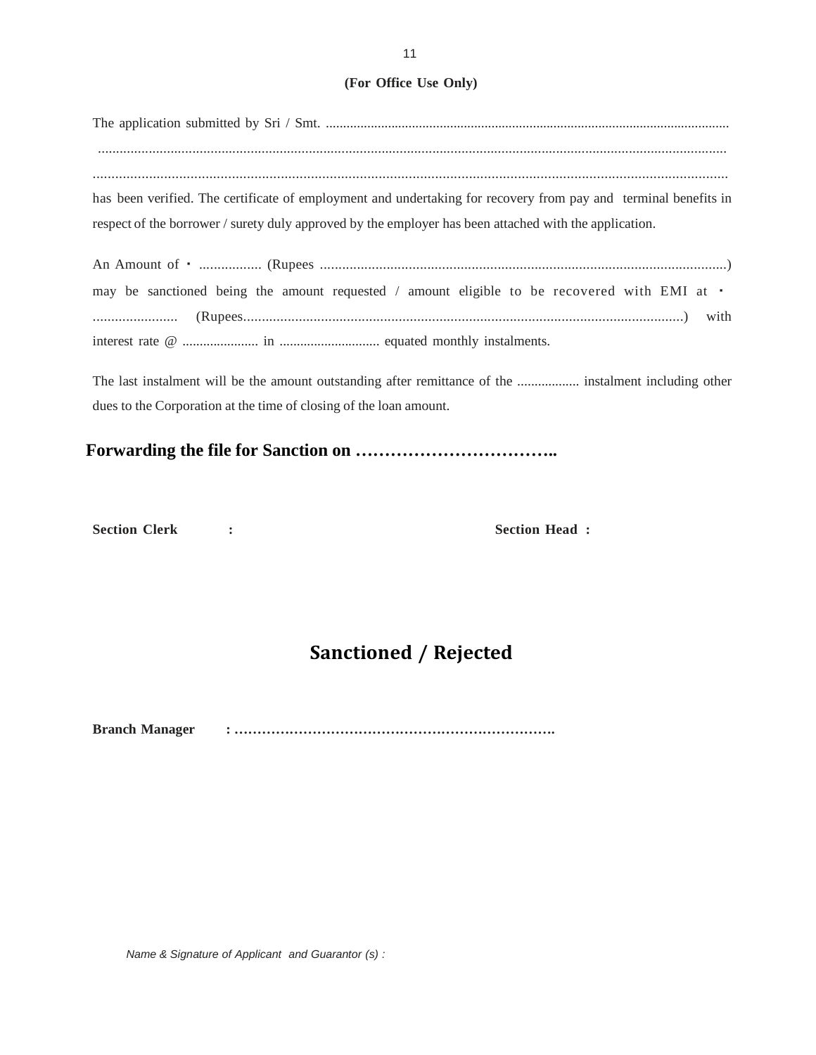**(For Office Use Only)**

The application submitted by Sri / Smt. ...................................................................................................................

..........................................................................................................................................................................

..........................................................................................................................................................................

has been verified. The certificate of employment and undertaking for recovery from pay and terminal benefits in respect of the borrower / surety duly approved by the employer has been attached with the application.

An Amount of ` ................. (Rupees ..............................................................................................................) may be sanctioned being the amount requested / amount eligible to be recovered with EMI at ` ....................... (Rupees......................................................................................................................) with interest rate @ ...................... in ............................. equated monthly instalments.

The last instalment will be the amount outstanding after remittance of the .................. instalment including other dues to the Corporation at the time of closing of the loan amount.

**Forwarding the file for Sanction on ……………………………..**

**Section Clerk :** **Section Head :**

## Sanctioned / Rejected

**Branch Manager : ……………………………………………………………….**

*Name & Signature of Applicant and Guarantor (s) :*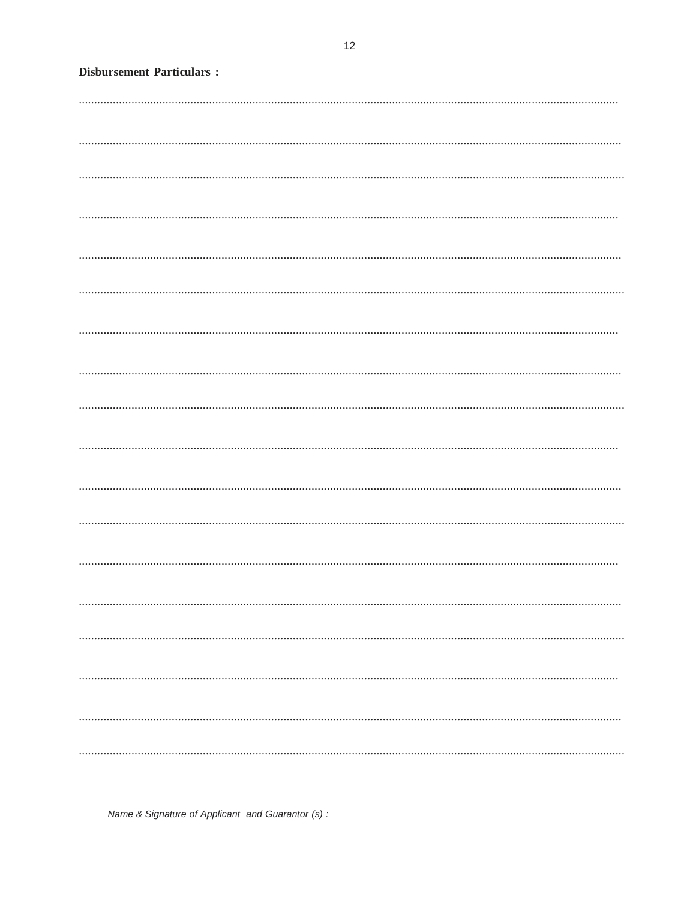**Disbursement Particulars :**

..........................................................................................................................................................................

..........................................................................................................................................................................

..........................................................................................................................................................................

..........................................................................................................................................................................

..........................................................................................................................................................................

..........................................................................................................................................................................

..........................................................................................................................................................................

..........................................................................................................................................................................

..........................................................................................................................................................................

..........................................................................................................................................................................

..........................................................................................................................................................................

..........................................................................................................................................................................

..........................................................................................................................................................................

..........................................................................................................................................................................

..........................................................................................................................................................................

..........................................................................................................................................................................

..........................................................................................................................................................................

..........................................................................................................................................................................

*Name & Signature of Applicant and Guarantor (s) :*